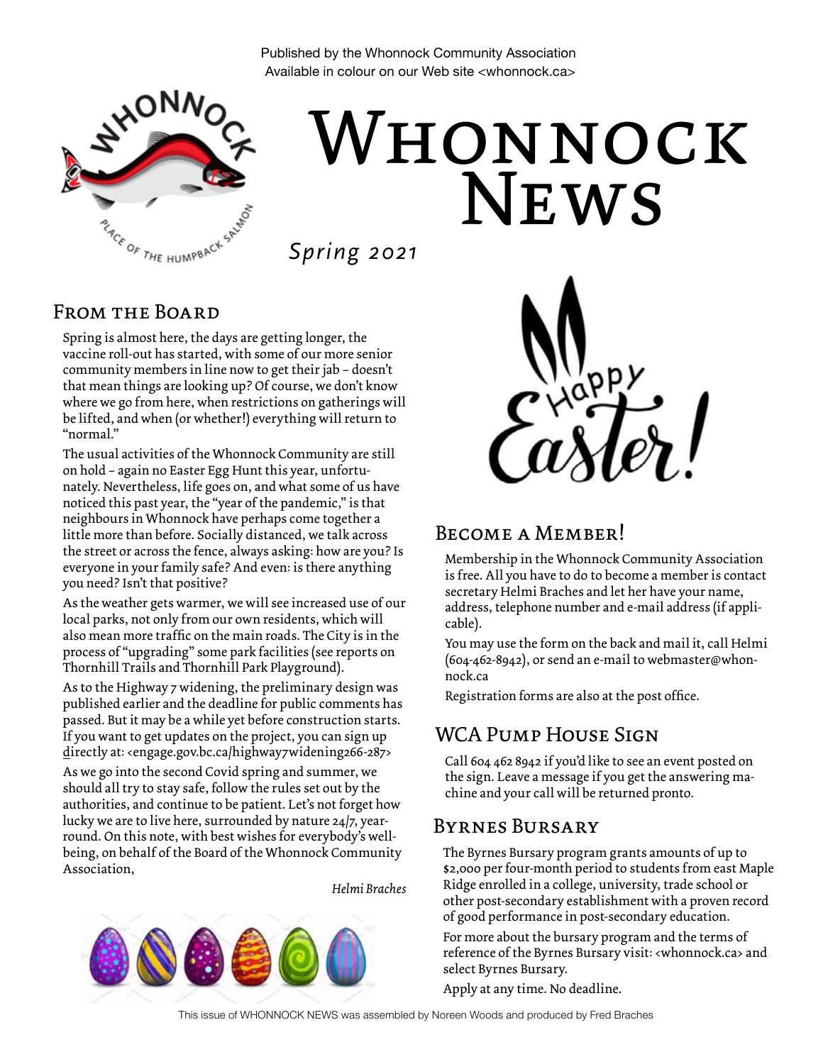Published by the Whonnock Community Association
Available in colour on our Web site <whonnock.ca>

# Whonnock News

*Spring 2021*

## From the Board

Spring is almost here, the days are getting longer, the vaccine roll-out has started, with some of our more senior community members in line now to get their jab – doesn't that mean things are looking up? Of course, we don't know where we go from here, when restrictions on gatherings will be lifted, and when (or whether!) everything will return to "normal."

The usual activities of the Whonnock Community are still on hold – again no Easter Egg Hunt this year, unfortunately. Nevertheless, life goes on, and what some of us have noticed this past year, the "year of the pandemic," is that neighbours in Whonnock have perhaps come together a little more than before. Socially distanced, we talk across the street or across the fence, always asking: how are you? Is everyone in your family safe? And even: is there anything you need? Isn't that positive?

As the weather gets warmer, we will see increased use of our local parks, not only from our own residents, which will also mean more traffic on the main roads. The City is in the process of "upgrading" some park facilities (see reports on Thornhill Trails and Thornhill Park Playground).

As to the Highway 7 widening, the preliminary design was published earlier and the deadline for public comments has passed. But it may be a while yet before construction starts. If you want to get updates on the project, you can sign up directly at: <engage.gov.bc.ca/highway7widening266-287>

As we go into the second Covid spring and summer, we should all try to stay safe, follow the rules set out by the authorities, and continue to be patient. Let's not forget how lucky we are to live here, surrounded by nature 24/7, year-round. On this note, with best wishes for everybody's well-being, on behalf of the Board of the Whonnock Community Association,

*Helmi Braches*

Happy Easter!

## Become a Member!

Membership in the Whonnock Community Association is free. All you have to do to become a member is contact secretary Helmi Braches and let her have your name, address, telephone number and e-mail address (if applicable).

You may use the form on the back and mail it, call Helmi (604-462-8942), or send an e-mail to webmaster@whonnock.ca

Registration forms are also at the post office.

## WCA Pump House Sign

Call 604 462 8942 if you'd like to see an event posted on the sign. Leave a message if you get the answering machine and your call will be returned pronto.

## Byrnes Bursary

The Byrnes Bursary program grants amounts of up to $2,000 per four-month period to students from east Maple Ridge enrolled in a college, university, trade school or other post-secondary establishment with a proven record of good performance in post-secondary education.

For more about the bursary program and the terms of reference of the Byrnes Bursary visit: <whonnock.ca> and select Byrnes Bursary.

Apply at any time. No deadline.

This issue of WHONNOCK NEWS was assembled by Noreen Woods and produced by Fred Braches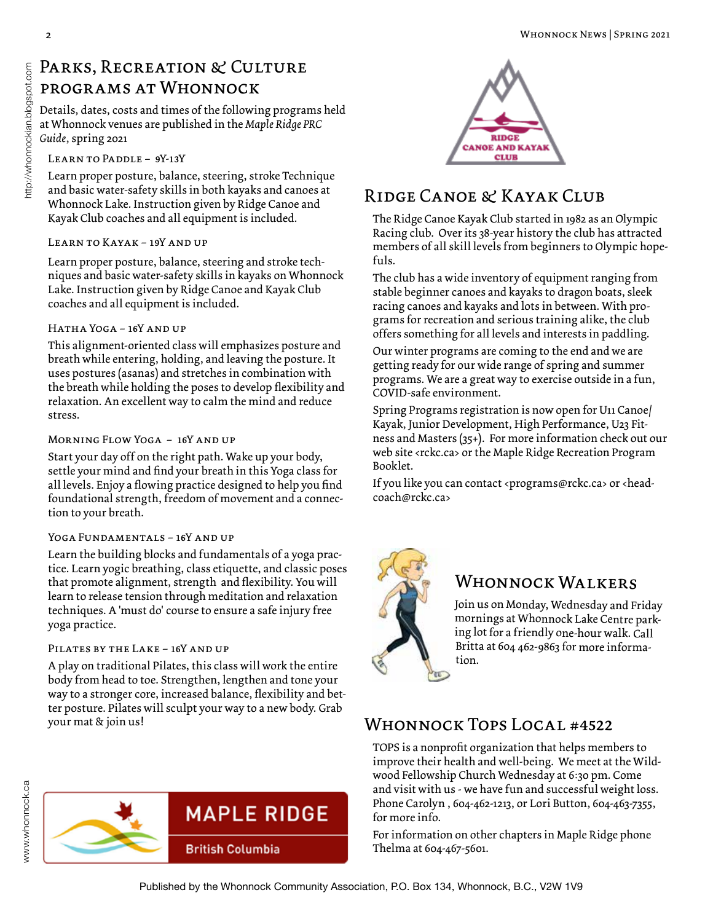# Parks, Recreation & Culture programs at Whonnock

Details, dates, costs and times of the following programs held at Whonnock venues are published in the *Maple Ridge PRC Guide*, spring 2021

### Learn to Paddle – 9Y-13Y

Learn proper posture, balance, steering, stroke Technique and basic water-safety skills in both kayaks and canoes at Whonnock Lake. Instruction given by Ridge Canoe and Kayak Club coaches and all equipment is included.

### Learn to Kayak – 19Y and up

Learn proper posture, balance, steering and stroke techniques and basic water-safety skills in kayaks on Whonnock Lake. Instruction given by Ridge Canoe and Kayak Club coaches and all equipment is included.

### Hatha Yoga – 16Y and up

This alignment-oriented class will emphasizes posture and breath while entering, holding, and leaving the posture. It uses postures (asanas) and stretches in combination with the breath while holding the poses to develop flexibility and relaxation. An excellent way to calm the mind and reduce stress.

### Morning Flow Yoga – 16Y and up

Start your day off on the right path. Wake up your body, settle your mind and find your breath in this Yoga class for all levels. Enjoy a flowing practice designed to help you find foundational strength, freedom of movement and a connection to your breath.

### Yoga Fundamentals – 16Y and up

Learn the building blocks and fundamentals of a yoga practice. Learn yogic breathing, class etiquette, and classic poses that promote alignment, strength and flexibility. You will learn to release tension through meditation and relaxation techniques. A 'must do' course to ensure a safe injury free yoga practice.

### Pilates by the Lake – 16Y and up

A play on traditional Pilates, this class will work the entire body from head to toe. Strengthen, lengthen and tone your way to a stronger core, increased balance, flexibility and better posture. Pilates will sculpt your way to a new body. Grab your mat & join us!

MAPLE RIDGE
British Columbia

RIDGE CANOE AND KAYAK CLUB

# Ridge Canoe & Kayak Club

The Ridge Canoe Kayak Club started in 1982 as an Olympic Racing club. Over its 38-year history the club has attracted members of all skill levels from beginners to Olympic hopefuls.

The club has a wide inventory of equipment ranging from stable beginner canoes and kayaks to dragon boats, sleek racing canoes and kayaks and lots in between. With programs for recreation and serious training alike, the club offers something for all levels and interests in paddling.

Our winter programs are coming to the end and we are getting ready for our wide range of spring and summer programs. We are a great way to exercise outside in a fun, COVID-safe environment.

Spring Programs registration is now open for U11 Canoe/Kayak, Junior Development, High Performance, U23 Fitness and Masters (35+). For more information check out our web site <rckc.ca> or the Maple Ridge Recreation Program Booklet.

If you like you can contact <programs@rckc.ca> or <headcoach@rckc.ca>

# Whonnock Walkers

Join us on Monday, Wednesday and Friday mornings at Whonnock Lake Centre parking lot for a friendly one-hour walk. Call Britta at 604 462-9863 for more information.

# Whonnock Tops Local #4522

TOPS is a nonprofit organization that helps members to improve their health and well-being. We meet at the Wildwood Fellowship Church Wednesday at 6:30 pm. Come and visit with us - we have fun and successful weight loss. Phone Carolyn , 604-462-1213, or Lori Button, 604-463-7355, for more info.

For information on other chapters in Maple Ridge phone Thelma at 604-467-5601.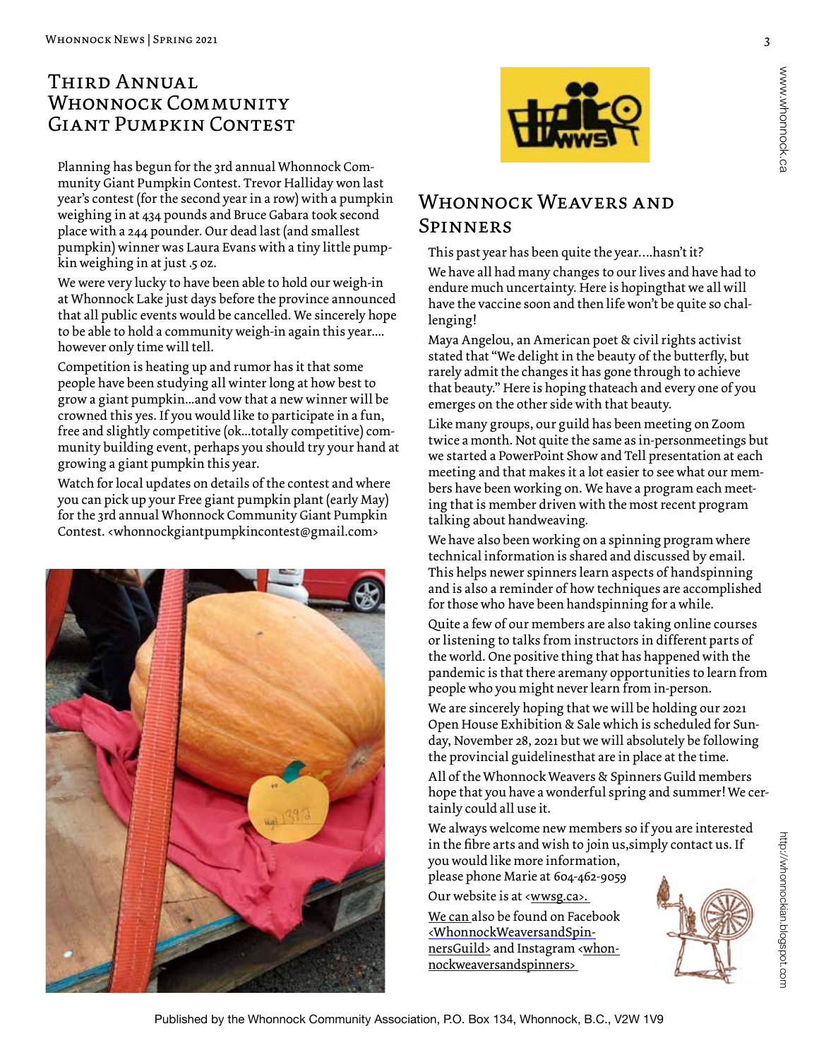## Third Annual Whonnock Community Giant Pumpkin Contest

Planning has begun for the 3rd annual Whonnock Community Giant Pumpkin Contest. Trevor Halliday won last year's contest (for the second year in a row) with a pumpkin weighing in at 434 pounds and Bruce Gabara took second place with a 244 pounder. Our dead last (and smallest pumpkin) winner was Laura Evans with a tiny little pumpkin weighing in at just .5 oz.

We were very lucky to have been able to hold our weigh-in at Whonnock Lake just days before the province announced that all public events would be cancelled. We sincerely hope to be able to hold a community weigh-in again this year…. however only time will tell.

Competition is heating up and rumor has it that some people have been studying all winter long at how best to grow a giant pumpkin…and vow that a new winner will be crowned this yes. If you would like to participate in a fun, free and slightly competitive (ok…totally competitive) community building event, perhaps you should try your hand at growing a giant pumpkin this year.

Watch for local updates on details of the contest and where you can pick up your Free giant pumpkin plant (early May) for the 3rd annual Whonnock Community Giant Pumpkin Contest. <whonnockgiantpumpkincontest@gmail.com>

## Whonnock Weavers and Spinners

This past year has been quite the year….hasn't it?

We have all had many changes to our lives and have had to endure much uncertainty. Here is hopingthat we all will have the vaccine soon and then life won't be quite so challenging!

Maya Angelou, an American poet & civil rights activist stated that "We delight in the beauty of the butterfly, but rarely admit the changes it has gone through to achieve that beauty." Here is hoping thateach and every one of you emerges on the other side with that beauty.

Like many groups, our guild has been meeting on Zoom twice a month. Not quite the same as in-personmeetings but we started a PowerPoint Show and Tell presentation at each meeting and that makes it a lot easier to see what our members have been working on. We have a program each meeting that is member driven with the most recent program talking about handweaving.

We have also been working on a spinning program where technical information is shared and discussed by email. This helps newer spinners learn aspects of handspinning and is also a reminder of how techniques are accomplished for those who have been handspinning for a while.

Quite a few of our members are also taking online courses or listening to talks from instructors in different parts of the world. One positive thing that has happened with the pandemic is that there aremany opportunities to learn from people who you might never learn from in-person.

We are sincerely hoping that we will be holding our 2021 Open House Exhibition & Sale which is scheduled for Sunday, November 28, 2021 but we will absolutely be following the provincial guidelinesthat are in place at the time.

All of the Whonnock Weavers & Spinners Guild members hope that you have a wonderful spring and summer! We certainly could all use it.

We always welcome new members so if you are interested in the fibre arts and wish to join us,simply contact us. If you would like more information, please phone Marie at 604-462-9059

Our website is at <wwsg.ca>.

We can also be found on Facebook <WhonnockWeaversandSpinnersGuild> and Instagram <whonnockweaversandspinners>

Published by the Whonnock Community Association, P.O. Box 134, Whonnock, B.C., V2W 1V9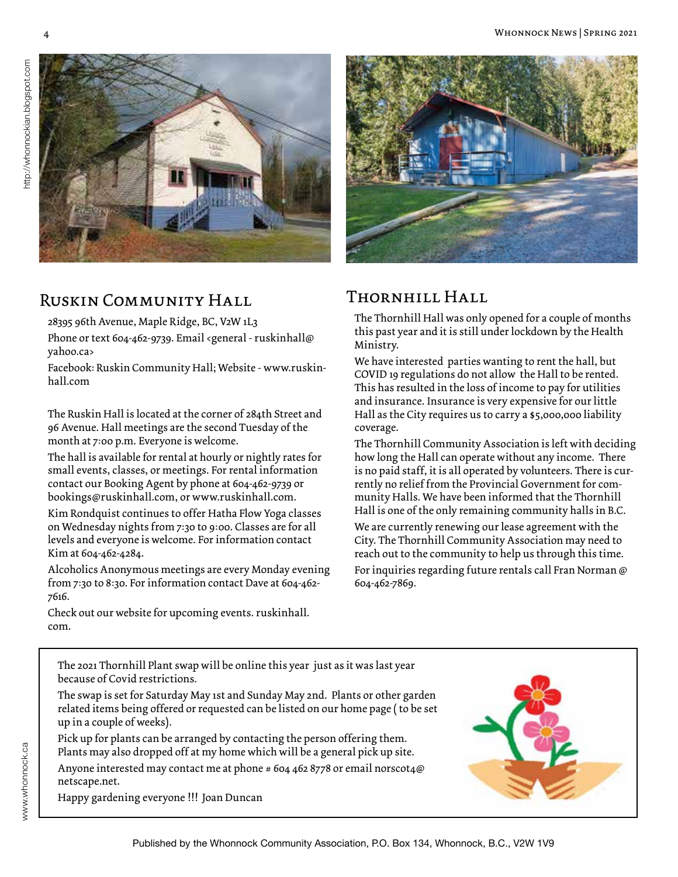## Ruskin Community Hall

28395 96th Avenue, Maple Ridge, BC, V2W 1L3

Phone or text 604-462-9739. Email <general - ruskinhall@yahoo.ca>

Facebook: Ruskin Community Hall; Website - www.ruskinhall.com

The Ruskin Hall is located at the corner of 284th Street and 96 Avenue. Hall meetings are the second Tuesday of the month at 7:00 p.m. Everyone is welcome.

The hall is available for rental at hourly or nightly rates for small events, classes, or meetings. For rental information contact our Booking Agent by phone at 604-462-9739 or bookings@ruskinhall.com, or www.ruskinhall.com.

Kim Rondquist continues to offer Hatha Flow Yoga classes on Wednesday nights from 7:30 to 9:00. Classes are for all levels and everyone is welcome. For information contact Kim at 604-462-4284.

Alcoholics Anonymous meetings are every Monday evening from 7:30 to 8:30. For information contact Dave at 604-462-7616.

Check out our website for upcoming events. ruskinhall.com.

## Thornhill Hall

The Thornhill Hall was only opened for a couple of months this past year and it is still under lockdown by the Health Ministry.

We have interested parties wanting to rent the hall, but COVID 19 regulations do not allow the Hall to be rented. This has resulted in the loss of income to pay for utilities and insurance. Insurance is very expensive for our little Hall as the City requires us to carry a $5,000,000 liability coverage.

The Thornhill Community Association is left with deciding how long the Hall can operate without any income. There is no paid staff, it is all operated by volunteers. There is currently no relief from the Provincial Government for community Halls. We have been informed that the Thornhill Hall is one of the only remaining community halls in B.C.

We are currently renewing our lease agreement with the City. The Thornhill Community Association may need to reach out to the community to help us through this time.

For inquiries regarding future rentals call Fran Norman @ 604-462-7869.

---

The 2021 Thornhill Plant swap will be online this year just as it was last year because of Covid restrictions.

The swap is set for Saturday May 1st and Sunday May 2nd. Plants or other garden related items being offered or requested can be listed on our home page ( to be set up in a couple of weeks).

Pick up for plants can be arranged by contacting the person offering them. Plants may also dropped off at my home which will be a general pick up site.

Anyone interested may contact me at phone # 604 462 8778 or email norscot4@netscape.net.

Happy gardening everyone !!! Joan Duncan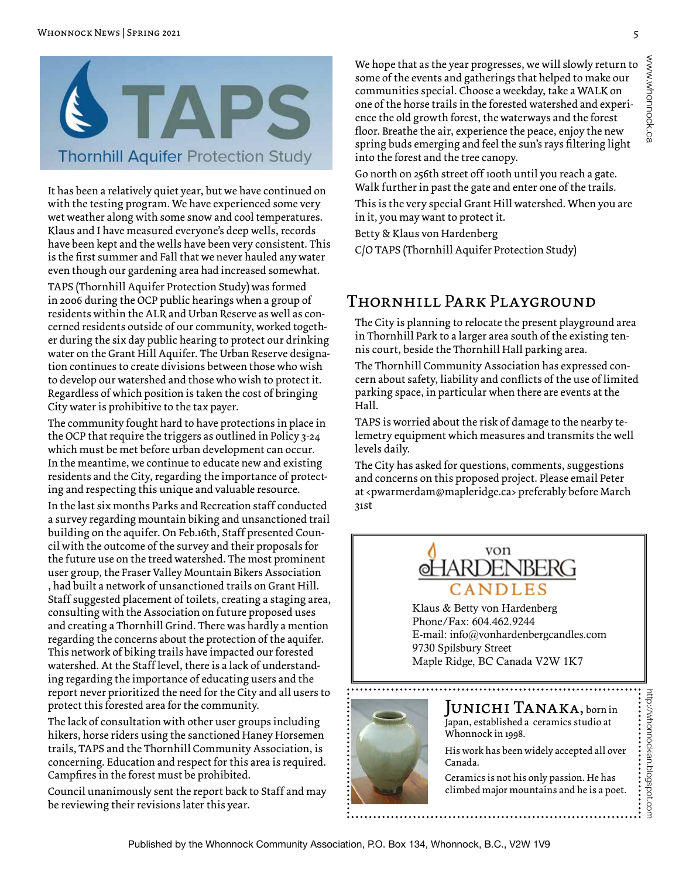# TAPS

Thornhill Aquifer Protection Study

It has been a relatively quiet year, but we have continued on with the testing program. We have experienced some very wet weather along with some snow and cool temperatures. Klaus and I have measured everyone's deep wells, records have been kept and the wells have been very consistent. This is the first summer and Fall that we never hauled any water even though our gardening area had increased somewhat.

TAPS (Thornhill Aquifer Protection Study) was formed in 2006 during the OCP public hearings when a group of residents within the ALR and Urban Reserve as well as concerned residents outside of our community, worked together during the six day public hearing to protect our drinking water on the Grant Hill Aquifer. The Urban Reserve designation continues to create divisions between those who wish to develop our watershed and those who wish to protect it. Regardless of which position is taken the cost of bringing City water is prohibitive to the tax payer.

The community fought hard to have protections in place in the OCP that require the triggers as outlined in Policy 3-24 which must be met before urban development can occur. In the meantime, we continue to educate new and existing residents and the City, regarding the importance of protecting and respecting this unique and valuable resource.

In the last six months Parks and Recreation staff conducted a survey regarding mountain biking and unsanctioned trail building on the aquifer. On Feb.16th, Staff presented Council with the outcome of the survey and their proposals for the future use on the treed watershed. The most prominent user group, the Fraser Valley Mountain Bikers Association , had built a network of unsanctioned trails on Grant Hill. Staff suggested placement of toilets, creating a staging area, consulting with the Association on future proposed uses and creating a Thornhill Grind. There was hardly a mention regarding the concerns about the protection of the aquifer. This network of biking trails have impacted our forested watershed. At the Staff level, there is a lack of understanding regarding the importance of educating users and the report never prioritized the need for the City and all users to protect this forested area for the community.

The lack of consultation with other user groups including hikers, horse riders using the sanctioned Haney Horsemen trails, TAPS and the Thornhill Community Association, is concerning. Education and respect for this area is required. Campfires in the forest must be prohibited.

Council unanimously sent the report back to Staff and may be reviewing their revisions later this year.

We hope that as the year progresses, we will slowly return to some of the events and gatherings that helped to make our communities special. Choose a weekday, take a WALK on one of the horse trails in the forested watershed and experience the old growth forest, the waterways and the forest floor. Breathe the air, experience the peace, enjoy the new spring buds emerging and feel the sun's rays filtering light into the forest and the tree canopy.

Go north on 256th street off 100th until you reach a gate. Walk further in past the gate and enter one of the trails.

This is the very special Grant Hill watershed. When you are in it, you may want to protect it.

Betty & Klaus von Hardenberg

C/O TAPS (Thornhill Aquifer Protection Study)

## Thornhill Park Playground

The City is planning to relocate the present playground area in Thornhill Park to a larger area south of the existing tennis court, beside the Thornhill Hall parking area.

The Thornhill Community Association has expressed concern about safety, liability and conflicts of the use of limited parking space, in particular when there are events at the Hall.

TAPS is worried about the risk of damage to the nearby telemetry equipment which measures and transmits the well levels daily.

The City has asked for questions, comments, suggestions and concerns on this proposed project. Please email Peter at <pwarmerdam@mapleridge.ca> preferably before March 31st

von HARDENBERG CANDLES

Klaus & Betty von Hardenberg
Phone/Fax: 604.462.9244
E-mail: info@vonhardenbergcandles.com
9730 Spilsbury Street
Maple Ridge, BC Canada V2W 1K7

**Junichi Tanaka,** born in Japan, established a ceramics studio at Whonnock in 1998.

His work has been widely accepted all over Canada.

Ceramics is not his only passion. He has climbed major mountains and he is a poet.

http://whonnockian.blogspot.com

Published by the Whonnock Community Association, P.O. Box 134, Whonnock, B.C., V2W 1V9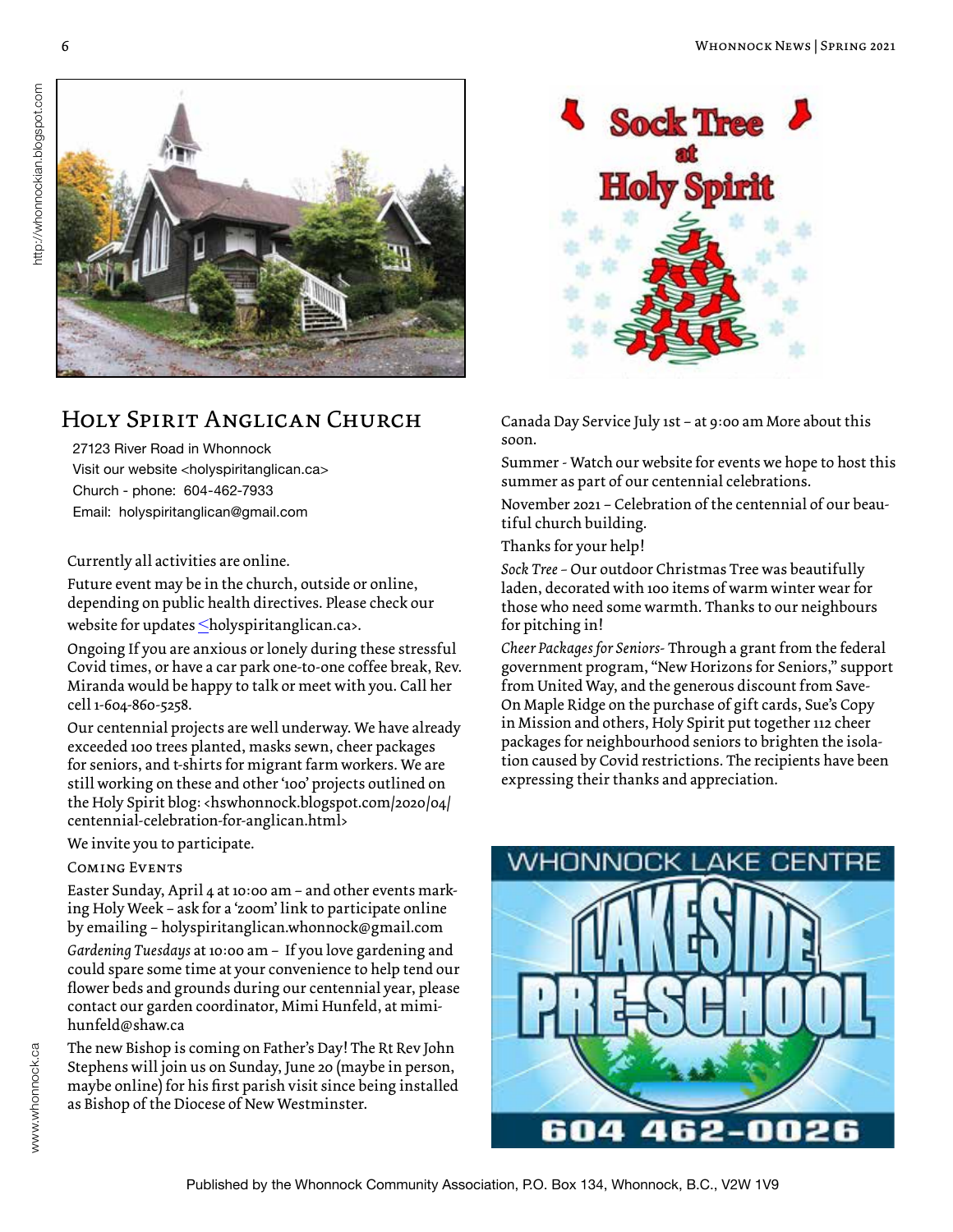## Holy Spirit Anglican Church

27123 River Road in Whonnock
Visit our website <holyspiritanglican.ca>
Church - phone: 604-462-7933
Email: holyspiritanglican@gmail.com

Currently all activities are online.

Future event may be in the church, outside or online, depending on public health directives. Please check our website for updates <holyspiritanglican.ca>.

Ongoing If you are anxious or lonely during these stressful Covid times, or have a car park one-to-one coffee break, Rev. Miranda would be happy to talk or meet with you. Call her cell 1-604-860-5258.

Our centennial projects are well underway. We have already exceeded 100 trees planted, masks sewn, cheer packages for seniors, and t-shirts for migrant farm workers. We are still working on these and other '100' projects outlined on the Holy Spirit blog: <hswhonnock.blogspot.com/2020/04/centennial-celebration-for-anglican.html>

We invite you to participate.

Coming Events

Easter Sunday, April 4 at 10:00 am – and other events marking Holy Week – ask for a 'zoom' link to participate online by emailing – holyspiritanglican.whonnock@gmail.com

*Gardening Tuesdays* at 10:00 am – If you love gardening and could spare some time at your convenience to help tend our flower beds and grounds during our centennial year, please contact our garden coordinator, Mimi Hunfeld, at mimihunfeld@shaw.ca

The new Bishop is coming on Father's Day! The Rt Rev John Stephens will join us on Sunday, June 20 (maybe in person, maybe online) for his first parish visit since being installed as Bishop of the Diocese of New Westminster.

Canada Day Service July 1st – at 9:00 am More about this soon.

Summer - Watch our website for events we hope to host this summer as part of our centennial celebrations.

November 2021 – Celebration of the centennial of our beautiful church building.

Thanks for your help!

*Sock Tree* – Our outdoor Christmas Tree was beautifully laden, decorated with 100 items of warm winter wear for those who need some warmth. Thanks to our neighbours for pitching in!

*Cheer Packages for Seniors-* Through a grant from the federal government program, "New Horizons for Seniors," support from United Way, and the generous discount from Save-On Maple Ridge on the purchase of gift cards, Sue's Copy in Mission and others, Holy Spirit put together 112 cheer packages for neighbourhood seniors to brighten the isolation caused by Covid restrictions. The recipients have been expressing their thanks and appreciation.

Whonnock Lake Centre
Lakeside Pre-School
604 462-0026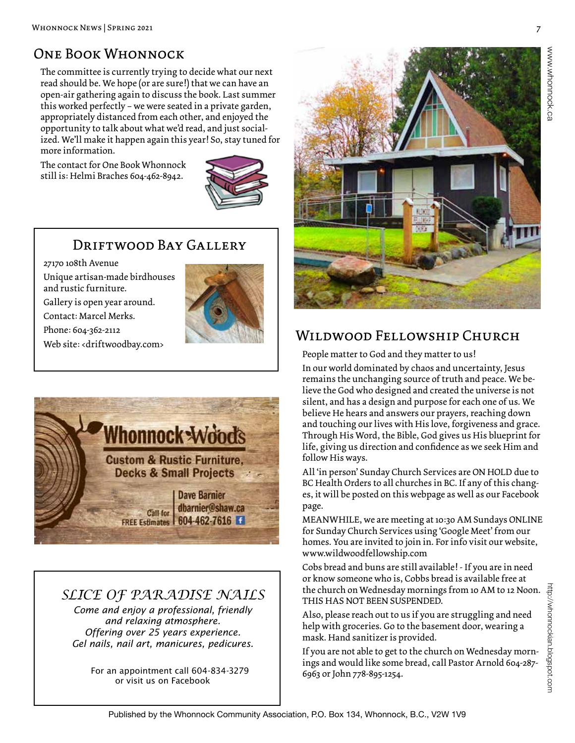## One Book Whonnock

The committee is currently trying to decide what our next read should be. We hope (or are sure!) that we can have an open-air gathering again to discuss the book. Last summer this worked perfectly – we were seated in a private garden, appropriately distanced from each other, and enjoyed the opportunity to talk about what we'd read, and just socialized. We'll make it happen again this year! So, stay tuned for more information.

The contact for One Book Whonnock still is: Helmi Braches 604-462-8942.

## Driftwood Bay Gallery

27170 108th Avenue

Unique artisan-made birdhouses and rustic furniture.

Gallery is open year around.

Contact: Marcel Merks.

Phone: 604-362-2112

Web site: <driftwoodbay.com>

**Whonnock Woods**

**Custom & Rustic Furniture, Decks & Small Projects**

Call for FREE Estimates

Dave Barnier
dbarnier@shaw.ca
604-462-7616

## *Slice of Paradise Nails*

*Come and enjoy a professional, friendly and relaxing atmosphere.*
*Offering over 25 years experience.*
*Gel nails, nail art, manicures, pedicures.*

For an appointment call 604-834-3279 or visit us on Facebook

## Wildwood Fellowship Church

People matter to God and they matter to us!

In our world dominated by chaos and uncertainty, Jesus remains the unchanging source of truth and peace. We believe the God who designed and created the universe is not silent, and has a design and purpose for each one of us. We believe He hears and answers our prayers, reaching down and touching our lives with His love, forgiveness and grace. Through His Word, the Bible, God gives us His blueprint for life, giving us direction and confidence as we seek Him and follow His ways.

All 'in person' Sunday Church Services are ON HOLD due to BC Health Orders to all churches in BC. If any of this changes, it will be posted on this webpage as well as our Facebook page.

MEANWHILE, we are meeting at 10:30 AM Sundays ONLINE for Sunday Church Services using 'Google Meet' from our homes. You are invited to join in. For info visit our website, www.wildwoodfellowship.com

Cobs bread and buns are still available! - If you are in need or know someone who is, Cobbs bread is available free at the church on Wednesday mornings from 10 AM to 12 Noon. THIS HAS NOT BEEN SUSPENDED.

Also, please reach out to us if you are struggling and need help with groceries. Go to the basement door, wearing a mask. Hand sanitizer is provided.

If you are not able to get to the church on Wednesday mornings and would like some bread, call Pastor Arnold 604-287-6963 or John 778-895-1254.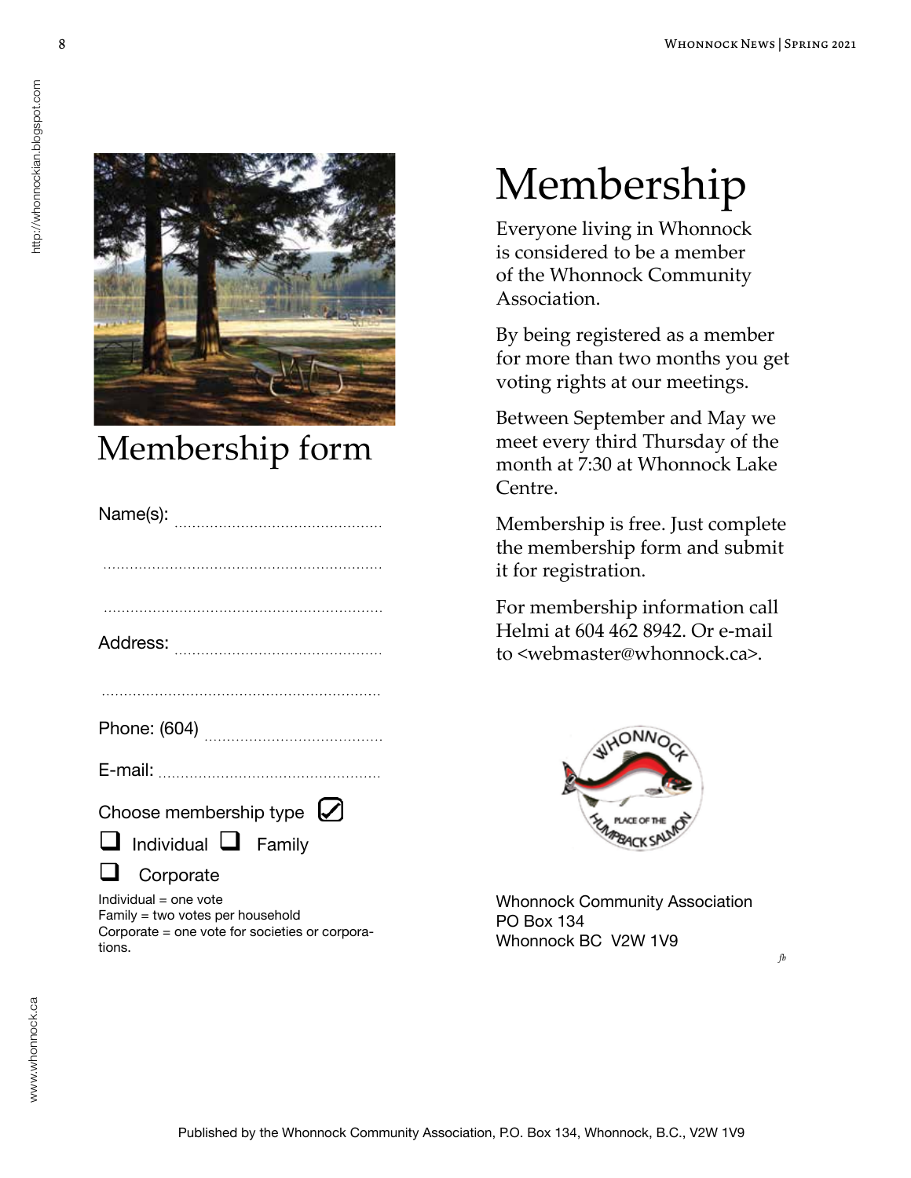# Membership form

Name(s): ..............................................

..............................................................

..............................................................

Address: ..............................................

..............................................................

Phone: (604) .......................................

E-mail: ..................................................

Choose membership type ☑

❑ Individual ❑ Family

❑ Corporate

Individual = one vote
Family = two votes per household
Corporate = one vote for societies or corporations.

# Membership

Everyone living in Whonnock is considered to be a member of the Whonnock Community Association.

By being registered as a member for more than two months you get voting rights at our meetings.

Between September and May we meet every third Thursday of the month at 7:30 at Whonnock Lake Centre.

Membership is free. Just complete the membership form and submit it for registration.

For membership information call Helmi at 604 462 8942. Or e-mail to <webmaster@whonnock.ca>.

Whonnock Community Association
PO Box 134
Whonnock BC V2W 1V9

*fb*